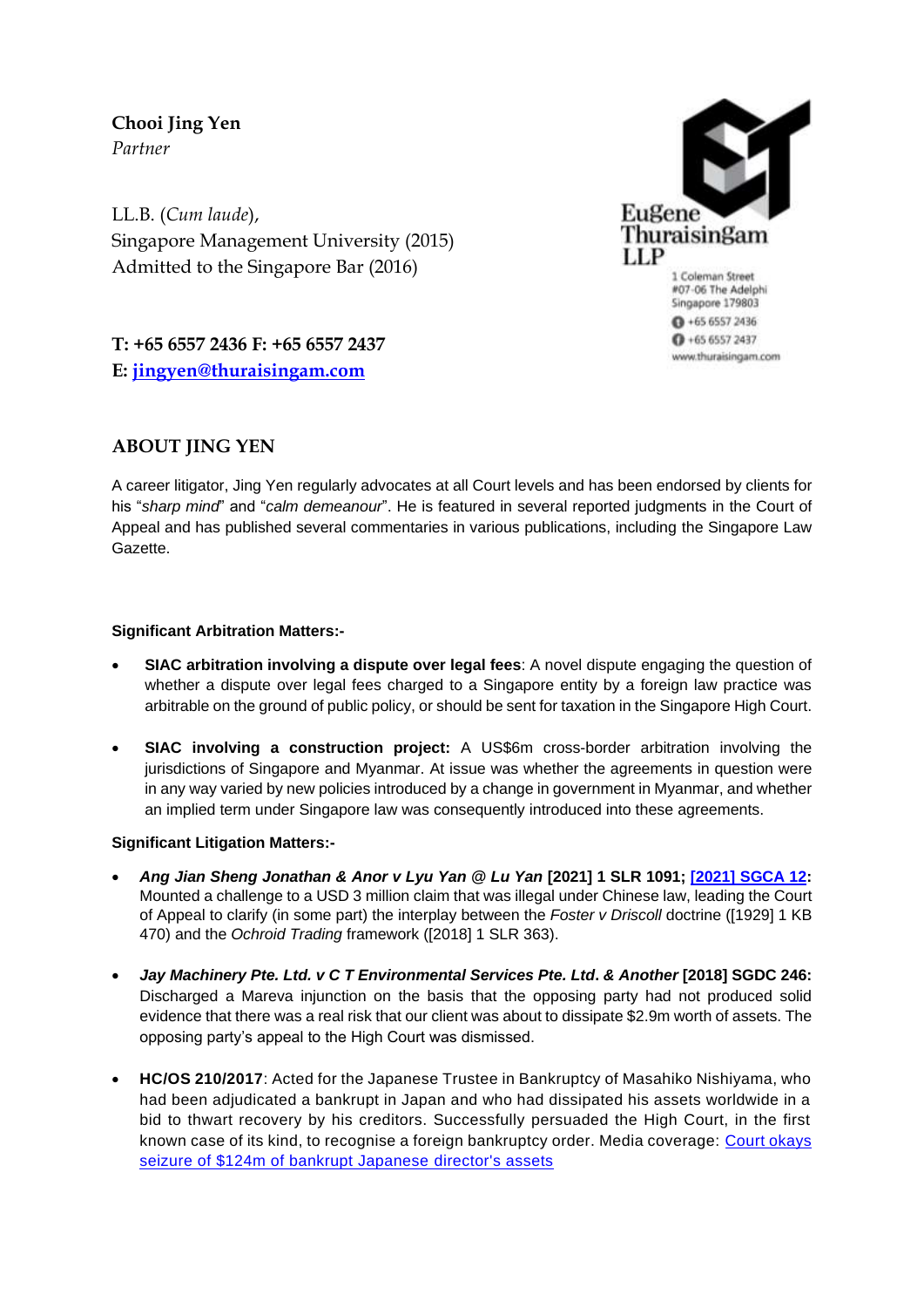**Chooi Jing Yen**
*Partner*

LL.B. (*Cum laude*),
Singapore Management University (2015)
Admitted to the Singapore Bar (2016)

**T: +65 6557 2436 F: +65 6557 2437**
**E: [jingyen@thuraisingam.com](mailto:jingyen@thuraisingam.com)**

Eugene Thuraisingam LLP
1 Coleman Street
#07-06 The Adelphi
Singapore 179803
+65 6557 2436
+65 6557 2437
www.thuraisingam.com

## ABOUT JING YEN

A career litigator, Jing Yen regularly advocates at all Court levels and has been endorsed by clients for his "*sharp mind*" and "*calm demeanour*". He is featured in several reported judgments in the Court of Appeal and has published several commentaries in various publications, including the Singapore Law Gazette.

**Significant Arbitration Matters:-**

- **SIAC arbitration involving a dispute over legal fees**: A novel dispute engaging the question of whether a dispute over legal fees charged to a Singapore entity by a foreign law practice was arbitrable on the ground of public policy, or should be sent for taxation in the Singapore High Court.

- **SIAC involving a construction project:** A US$6m cross-border arbitration involving the jurisdictions of Singapore and Myanmar. At issue was whether the agreements in question were in any way varied by new policies introduced by a change in government in Myanmar, and whether an implied term under Singapore law was consequently introduced into these agreements.

**Significant Litigation Matters:-**

- ***Ang Jian Sheng Jonathan & Anor v Lyu Yan @ Lu Yan* [2021] 1 SLR 1091; [2021] SGCA 12:** Mounted a challenge to a USD 3 million claim that was illegal under Chinese law, leading the Court of Appeal to clarify (in some part) the interplay between the *Foster v Driscoll* doctrine ([1929] 1 KB 470) and the *Ochroid Trading* framework ([2018] 1 SLR 363).

- ***Jay Machinery Pte. Ltd. v C T Environmental Services Pte. Ltd. & Another* [2018] SGDC 246:** Discharged a Mareva injunction on the basis that the opposing party had not produced solid evidence that there was a real risk that our client was about to dissipate $2.9m worth of assets. The opposing party's appeal to the High Court was dismissed.

- **HC/OS 210/2017**: Acted for the Japanese Trustee in Bankruptcy of Masahiko Nishiyama, who had been adjudicated a bankrupt in Japan and who had dissipated his assets worldwide in a bid to thwart recovery by his creditors. Successfully persuaded the High Court, in the first known case of its kind, to recognise a foreign bankruptcy order. Media coverage: Court okays seizure of $124m of bankrupt Japanese director's assets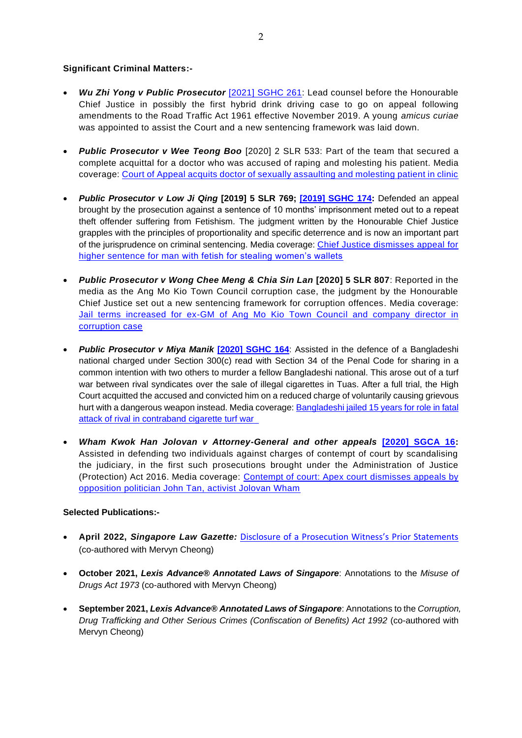**Significant Criminal Matters:-**

- ***Wu Zhi Yong v Public Prosecutor*** [2021] SGHC 261: Lead counsel before the Honourable Chief Justice in possibly the first hybrid drink driving case to go on appeal following amendments to the Road Traffic Act 1961 effective November 2019. A young *amicus curiae* was appointed to assist the Court and a new sentencing framework was laid down.

- ***Public Prosecutor v Wee Teong Boo*** [2020] 2 SLR 533: Part of the team that secured a complete acquittal for a doctor who was accused of raping and molesting his patient. Media coverage: Court of Appeal acquits doctor of sexually assaulting and molesting patient in clinic

- ***Public Prosecutor v Low Ji Qing* [2019] 5 SLR 769; [2019] SGHC 174:** Defended an appeal brought by the prosecution against a sentence of 10 months' imprisonment meted out to a repeat theft offender suffering from Fetishism. The judgment written by the Honourable Chief Justice grapples with the principles of proportionality and specific deterrence and is now an important part of the jurisprudence on criminal sentencing. Media coverage: Chief Justice dismisses appeal for higher sentence for man with fetish for stealing women's wallets

- ***Public Prosecutor v Wong Chee Meng & Chia Sin Lan* [2020] 5 SLR 807**: Reported in the media as the Ang Mo Kio Town Council corruption case, the judgment by the Honourable Chief Justice set out a new sentencing framework for corruption offences. Media coverage: Jail terms increased for ex-GM of Ang Mo Kio Town Council and company director in corruption case

- ***Public Prosecutor v Miya Manik*** **[2020] SGHC 164**: Assisted in the defence of a Bangladeshi national charged under Section 300(c) read with Section 34 of the Penal Code for sharing in a common intention with two others to murder a fellow Bangladeshi national. This arose out of a turf war between rival syndicates over the sale of illegal cigarettes in Tuas. After a full trial, the High Court acquitted the accused and convicted him on a reduced charge of voluntarily causing grievous hurt with a dangerous weapon instead. Media coverage: Bangladeshi jailed 15 years for role in fatal attack of rival in contraband cigarette turf war

- ***Wham Kwok Han Jolovan v Attorney-General and other appeals*** **[2020] SGCA 16:** Assisted in defending two individuals against charges of contempt of court by scandalising the judiciary, in the first such prosecutions brought under the Administration of Justice (Protection) Act 2016. Media coverage: Contempt of court: Apex court dismisses appeals by opposition politician John Tan, activist Jolovan Wham

**Selected Publications:-**

- **April 2022, *Singapore Law Gazette:*** Disclosure of a Prosecution Witness's Prior Statements (co-authored with Mervyn Cheong)

- **October 2021, *Lexis Advance® Annotated Laws of Singapore***: Annotations to the *Misuse of Drugs Act 1973* (co-authored with Mervyn Cheong)

- **September 2021, *Lexis Advance® Annotated Laws of Singapore***: Annotations to the *Corruption, Drug Trafficking and Other Serious Crimes (Confiscation of Benefits) Act 1992* (co-authored with Mervyn Cheong)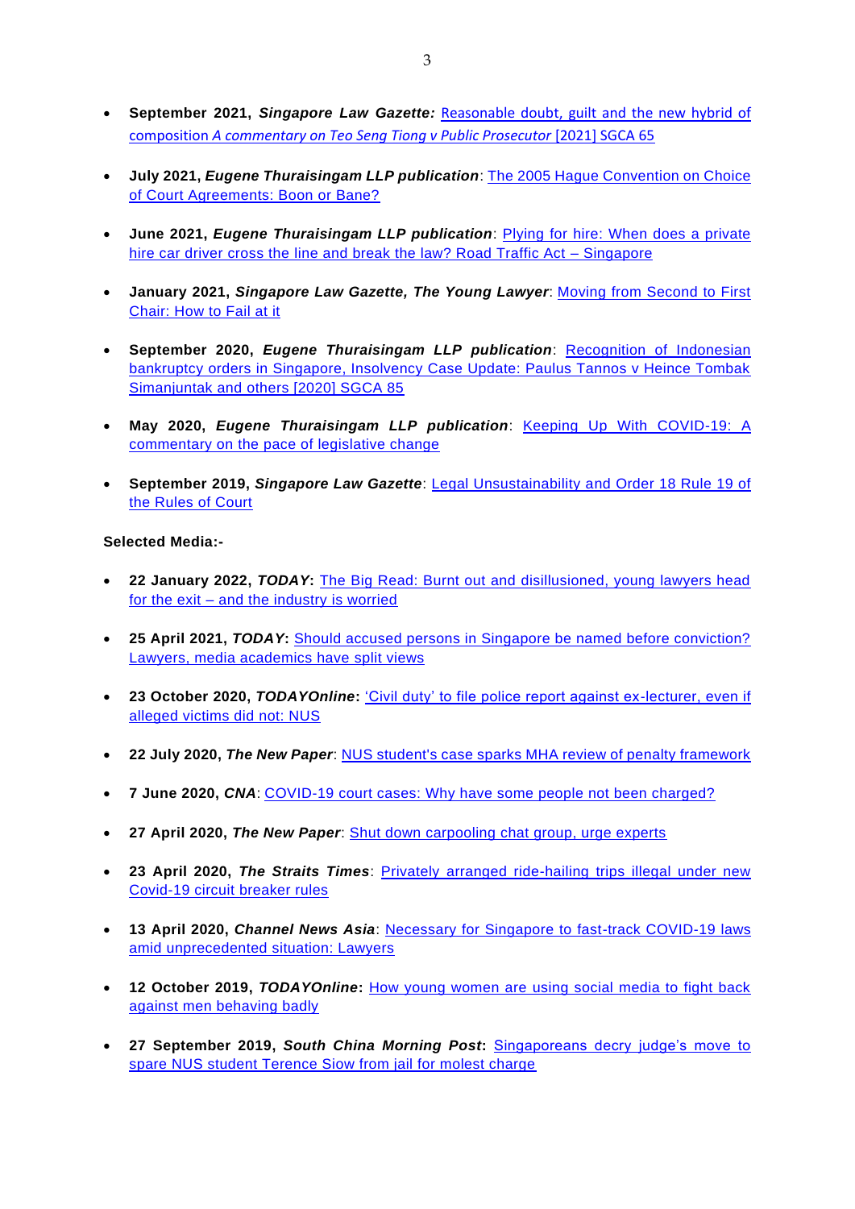- **September 2021, *Singapore Law Gazette:*** Reasonable doubt, guilt and the new hybrid of composition *A commentary on Teo Seng Tiong v Public Prosecutor* [2021] SGCA 65

- **July 2021, *Eugene Thuraisingam LLP publication***: The 2005 Hague Convention on Choice of Court Agreements: Boon or Bane?

- **June 2021, *Eugene Thuraisingam LLP publication***: Plying for hire: When does a private hire car driver cross the line and break the law? Road Traffic Act – Singapore

- **January 2021, *Singapore Law Gazette, The Young Lawyer***: Moving from Second to First Chair: How to Fail at it

- **September 2020, *Eugene Thuraisingam LLP publication***: Recognition of Indonesian bankruptcy orders in Singapore, Insolvency Case Update: Paulus Tannos v Heince Tombak Simanjuntak and others [2020] SGCA 85

- **May 2020, *Eugene Thuraisingam LLP publication***: Keeping Up With COVID-19: A commentary on the pace of legislative change

- **September 2019, *Singapore Law Gazette***: Legal Unsustainability and Order 18 Rule 19 of the Rules of Court

**Selected Media:-**

- **22 January 2022, *TODAY*:** The Big Read: Burnt out and disillusioned, young lawyers head for the exit – and the industry is worried

- **25 April 2021, *TODAY*:** Should accused persons in Singapore be named before conviction? Lawyers, media academics have split views

- **23 October 2020, *TODAYOnline*:** 'Civil duty' to file police report against ex-lecturer, even if alleged victims did not: NUS

- **22 July 2020, *The New Paper***: NUS student's case sparks MHA review of penalty framework

- **7 June 2020, *CNA***: COVID-19 court cases: Why have some people not been charged?

- **27 April 2020, *The New Paper***: Shut down carpooling chat group, urge experts

- **23 April 2020, *The Straits Times***: Privately arranged ride-hailing trips illegal under new Covid-19 circuit breaker rules

- **13 April 2020, *Channel News Asia***: Necessary for Singapore to fast-track COVID-19 laws amid unprecedented situation: Lawyers

- **12 October 2019, *TODAYOnline*:** How young women are using social media to fight back against men behaving badly

- **27 September 2019, *South China Morning Post*:** Singaporeans decry judge's move to spare NUS student Terence Siow from jail for molest charge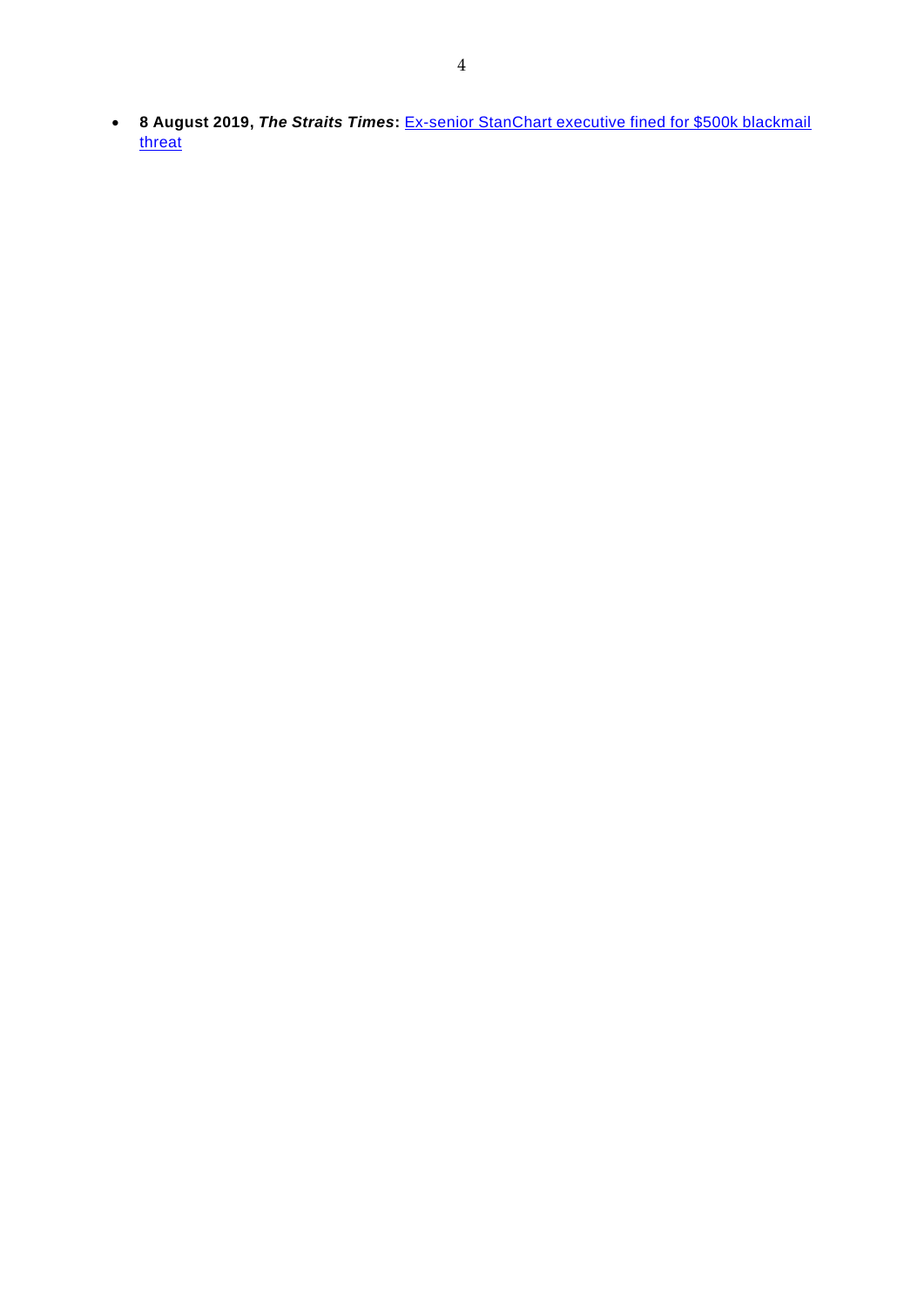- **8 August 2019, *The Straits Times*:** Ex-senior StanChart executive fined for $500k blackmail threat